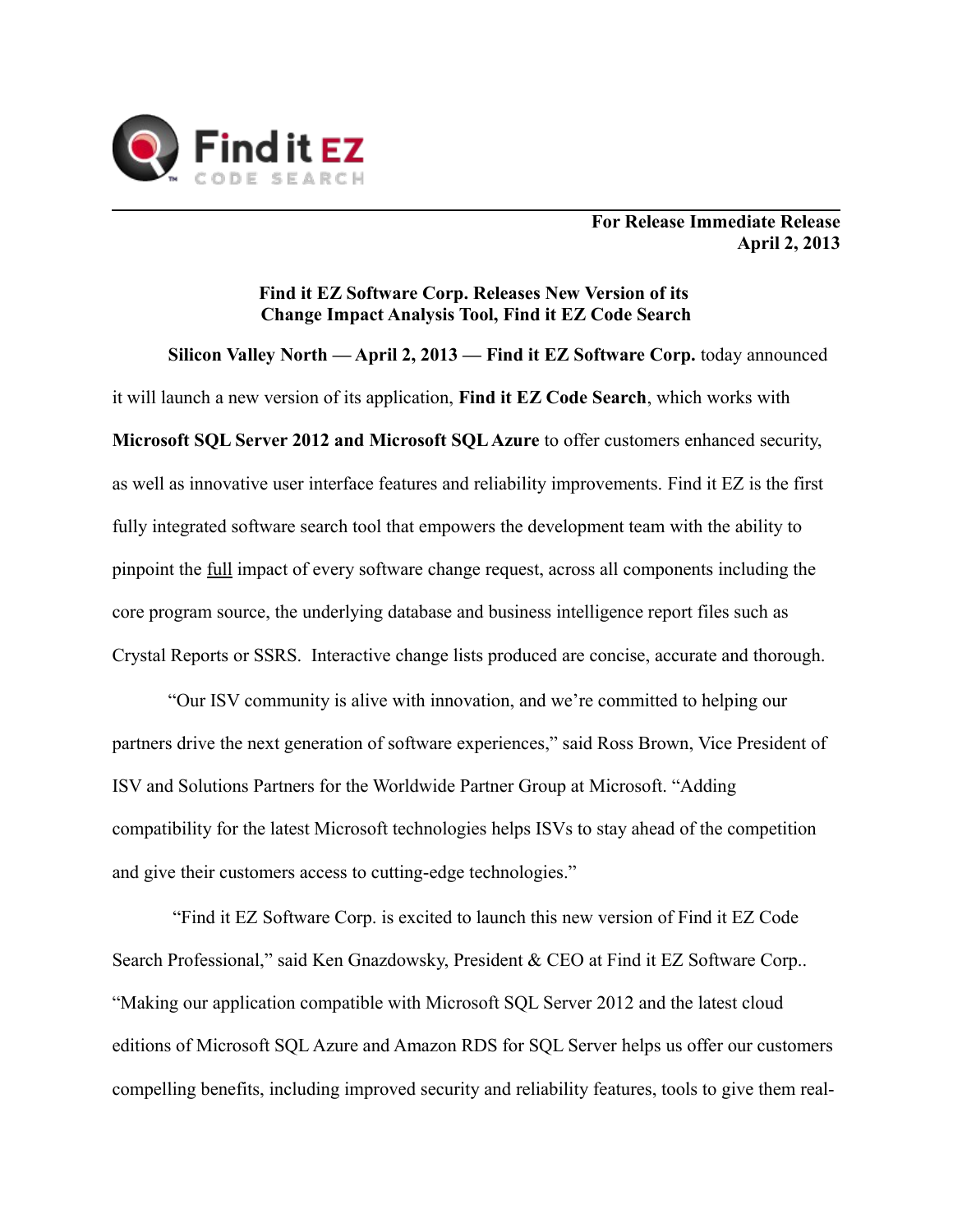Find it EZ
CODE SEARCH

**For Release Immediate Release**
**April 2, 2013**

## Find it EZ Software Corp. Releases New Version of its Change Impact Analysis Tool, Find it EZ Code Search

**Silicon Valley North — April 2, 2013 — Find it EZ Software Corp.** today announced it will launch a new version of its application, **Find it EZ Code Search**, which works with **Microsoft SQL Server 2012 and Microsoft SQL Azure** to offer customers enhanced security, as well as innovative user interface features and reliability improvements. Find it EZ is the first fully integrated software search tool that empowers the development team with the ability to pinpoint the full impact of every software change request, across all components including the core program source, the underlying database and business intelligence report files such as Crystal Reports or SSRS. Interactive change lists produced are concise, accurate and thorough.

"Our ISV community is alive with innovation, and we're committed to helping our partners drive the next generation of software experiences," said Ross Brown, Vice President of ISV and Solutions Partners for the Worldwide Partner Group at Microsoft. "Adding compatibility for the latest Microsoft technologies helps ISVs to stay ahead of the competition and give their customers access to cutting-edge technologies."

"Find it EZ Software Corp. is excited to launch this new version of Find it EZ Code Search Professional," said Ken Gnazdowsky, President & CEO at Find it EZ Software Corp.. "Making our application compatible with Microsoft SQL Server 2012 and the latest cloud editions of Microsoft SQL Azure and Amazon RDS for SQL Server helps us offer our customers compelling benefits, including improved security and reliability features, tools to give them real-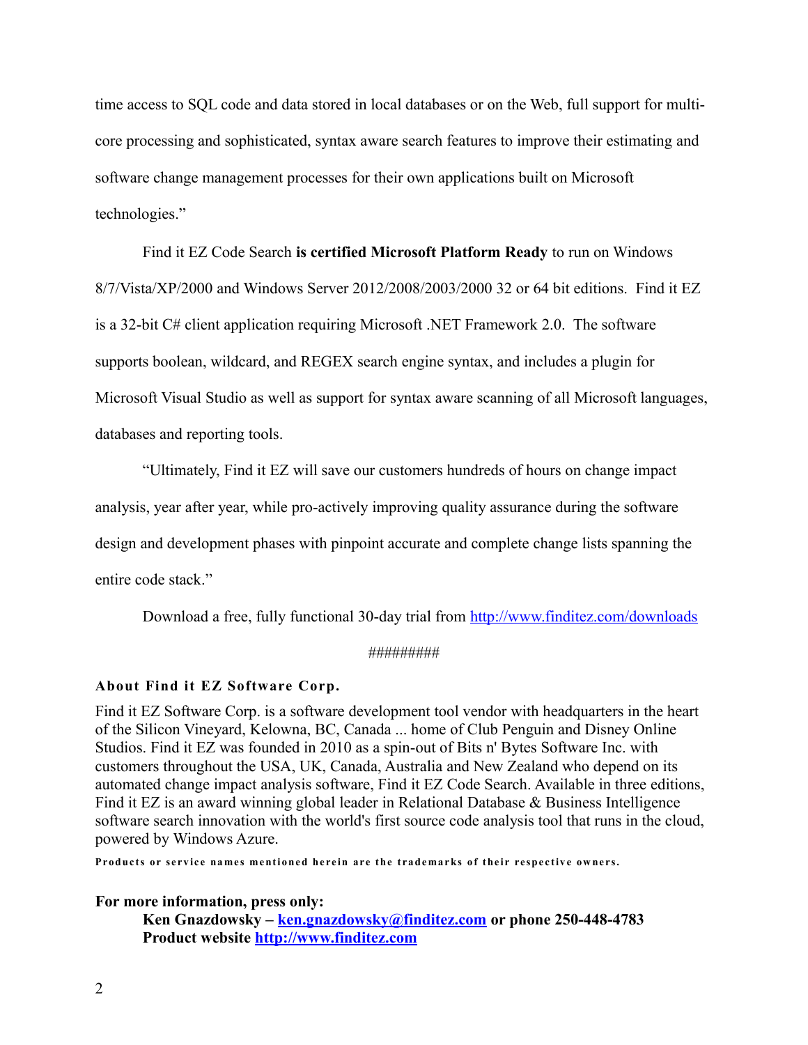time access to SQL code and data stored in local databases or on the Web, full support for multi-core processing and sophisticated, syntax aware search features to improve their estimating and software change management processes for their own applications built on Microsoft technologies."

Find it EZ Code Search **is certified Microsoft Platform Ready** to run on Windows 8/7/Vista/XP/2000 and Windows Server 2012/2008/2003/2000 32 or 64 bit editions. Find it EZ is a 32-bit C# client application requiring Microsoft .NET Framework 2.0. The software supports boolean, wildcard, and REGEX search engine syntax, and includes a plugin for Microsoft Visual Studio as well as support for syntax aware scanning of all Microsoft languages, databases and reporting tools.

"Ultimately, Find it EZ will save our customers hundreds of hours on change impact analysis, year after year, while pro-actively improving quality assurance during the software design and development phases with pinpoint accurate and complete change lists spanning the entire code stack."

Download a free, fully functional 30-day trial from http://www.finditez.com/downloads

#########

**About Find it EZ Software Corp.**

Find it EZ Software Corp. is a software development tool vendor with headquarters in the heart of the Silicon Vineyard, Kelowna, BC, Canada ... home of Club Penguin and Disney Online Studios. Find it EZ was founded in 2010 as a spin-out of Bits n' Bytes Software Inc. with customers throughout the USA, UK, Canada, Australia and New Zealand who depend on its automated change impact analysis software, Find it EZ Code Search. Available in three editions, Find it EZ is an award winning global leader in Relational Database & Business Intelligence software search innovation with the world's first source code analysis tool that runs in the cloud, powered by Windows Azure.

**Products or service names mentioned herein are the trademarks of their respective owners.**

**For more information, press only:**

**Ken Gnazdowsky – ken.gnazdowsky@finditez.com or phone 250-448-4783**
**Product website http://www.finditez.com**